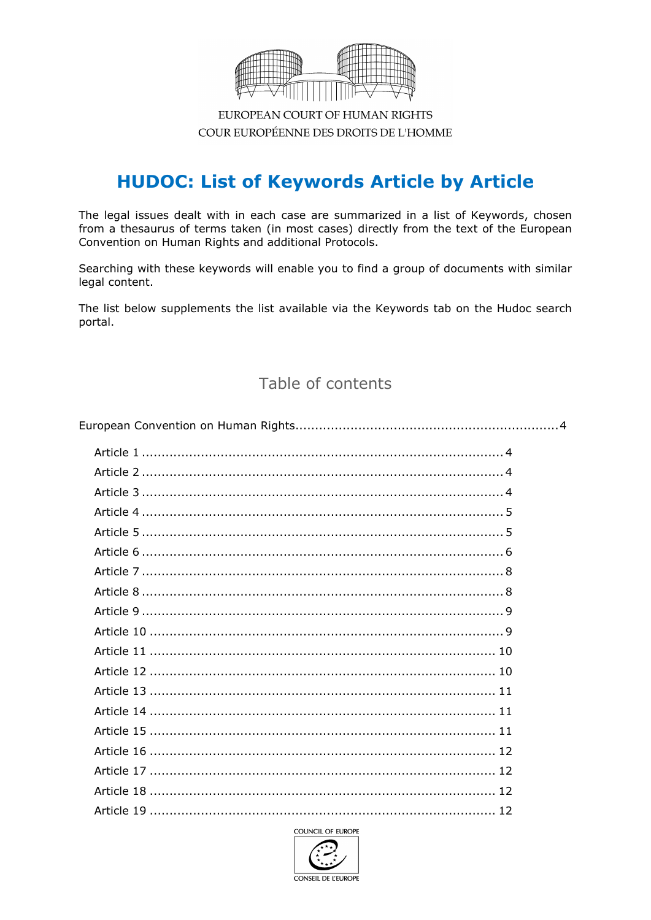EUROPEAN COURT OF HUMAN RIGHTS
COUR EUROPÉENNE DES DROITS DE L'HOMME

# HUDOC: List of Keywords Article by Article

The legal issues dealt with in each case are summarized in a list of Keywords, chosen from a thesaurus of terms taken (in most cases) directly from the text of the European Convention on Human Rights and additional Protocols.

Searching with these keywords will enable you to find a group of documents with similar legal content.

The list below supplements the list available via the Keywords tab on the Hudoc search portal.

## Table of contents

European Convention on Human Rights.................................................................4

- Article 1 ........................................................................................4
- Article 2 ........................................................................................4
- Article 3 ........................................................................................4
- Article 4 ........................................................................................5
- Article 5 ........................................................................................5
- Article 6 ........................................................................................6
- Article 7 ........................................................................................8
- Article 8 ........................................................................................8
- Article 9 ........................................................................................9
- Article 10 ......................................................................................9
- Article 11 ...................................................................................... 10
- Article 12 ...................................................................................... 10
- Article 13 ...................................................................................... 11
- Article 14 ...................................................................................... 11
- Article 15 ...................................................................................... 11
- Article 16 ...................................................................................... 12
- Article 17 ...................................................................................... 12
- Article 18 ...................................................................................... 12
- Article 19 ...................................................................................... 12

COUNCIL OF EUROPE
CONSEIL DE L'EUROPE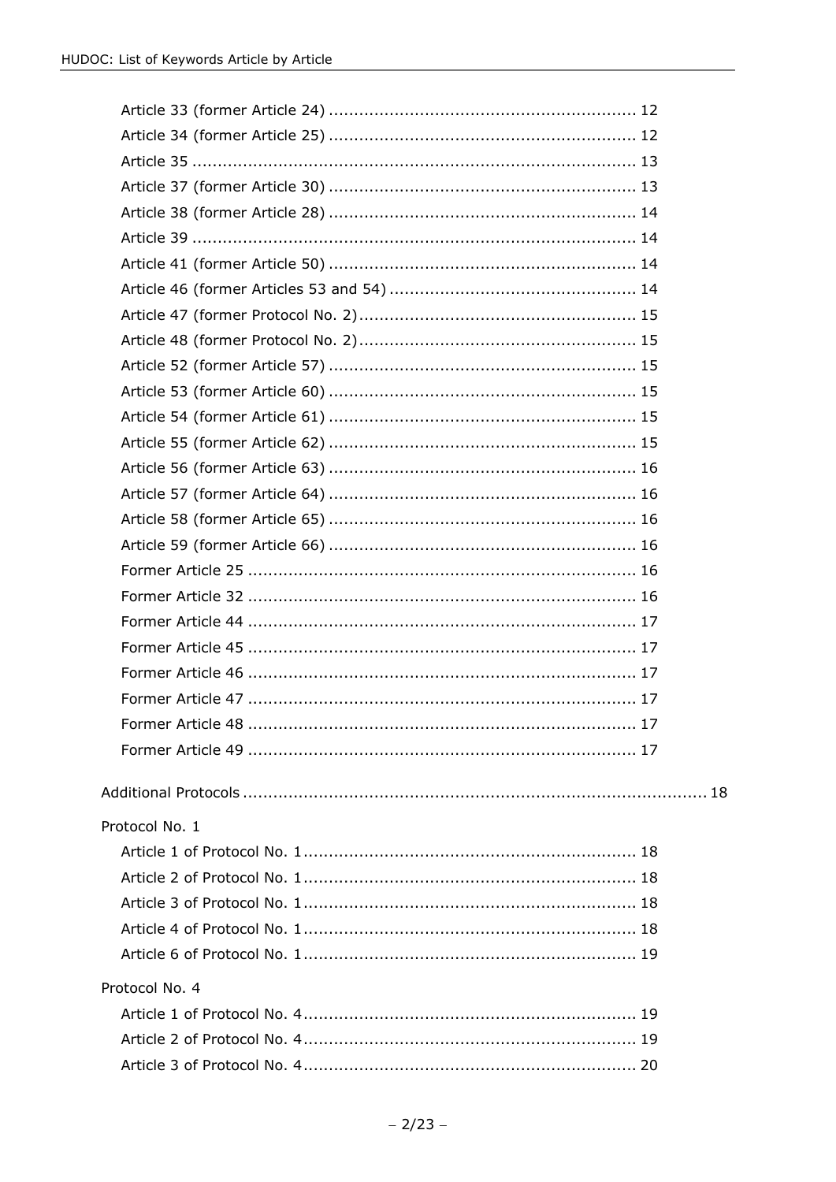- Article 33 (former Article 24) ............................................................. 12
- Article 34 (former Article 25) ............................................................. 12
- Article 35 ........................................................................................ 13
- Article 37 (former Article 30) ............................................................. 13
- Article 38 (former Article 28) ............................................................. 14
- Article 39 ........................................................................................ 14
- Article 41 (former Article 50) ............................................................. 14
- Article 46 (former Articles 53 and 54) ................................................. 14
- Article 47 (former Protocol No. 2) ....................................................... 15
- Article 48 (former Protocol No. 2) ....................................................... 15
- Article 52 (former Article 57) ............................................................. 15
- Article 53 (former Article 60) ............................................................. 15
- Article 54 (former Article 61) ............................................................. 15
- Article 55 (former Article 62) ............................................................. 15
- Article 56 (former Article 63) ............................................................. 16
- Article 57 (former Article 64) ............................................................. 16
- Article 58 (former Article 65) ............................................................. 16
- Article 59 (former Article 66) ............................................................. 16
- Former Article 25 ............................................................................. 16
- Former Article 32 ............................................................................. 16
- Former Article 44 ............................................................................. 17
- Former Article 45 ............................................................................. 17
- Former Article 46 ............................................................................. 17
- Former Article 47 ............................................................................. 17
- Former Article 48 ............................................................................. 17
- Former Article 49 ............................................................................. 17

Additional Protocols ............................................................................................ 18

Protocol No. 1

- Article 1 of Protocol No. 1 ................................................................. 18
- Article 2 of Protocol No. 1 ................................................................. 18
- Article 3 of Protocol No. 1 ................................................................. 18
- Article 4 of Protocol No. 1 ................................................................. 18
- Article 6 of Protocol No. 1 ................................................................. 19

Protocol No. 4

- Article 1 of Protocol No. 4 ................................................................. 19
- Article 2 of Protocol No. 4 ................................................................. 19
- Article 3 of Protocol No. 4 ................................................................. 20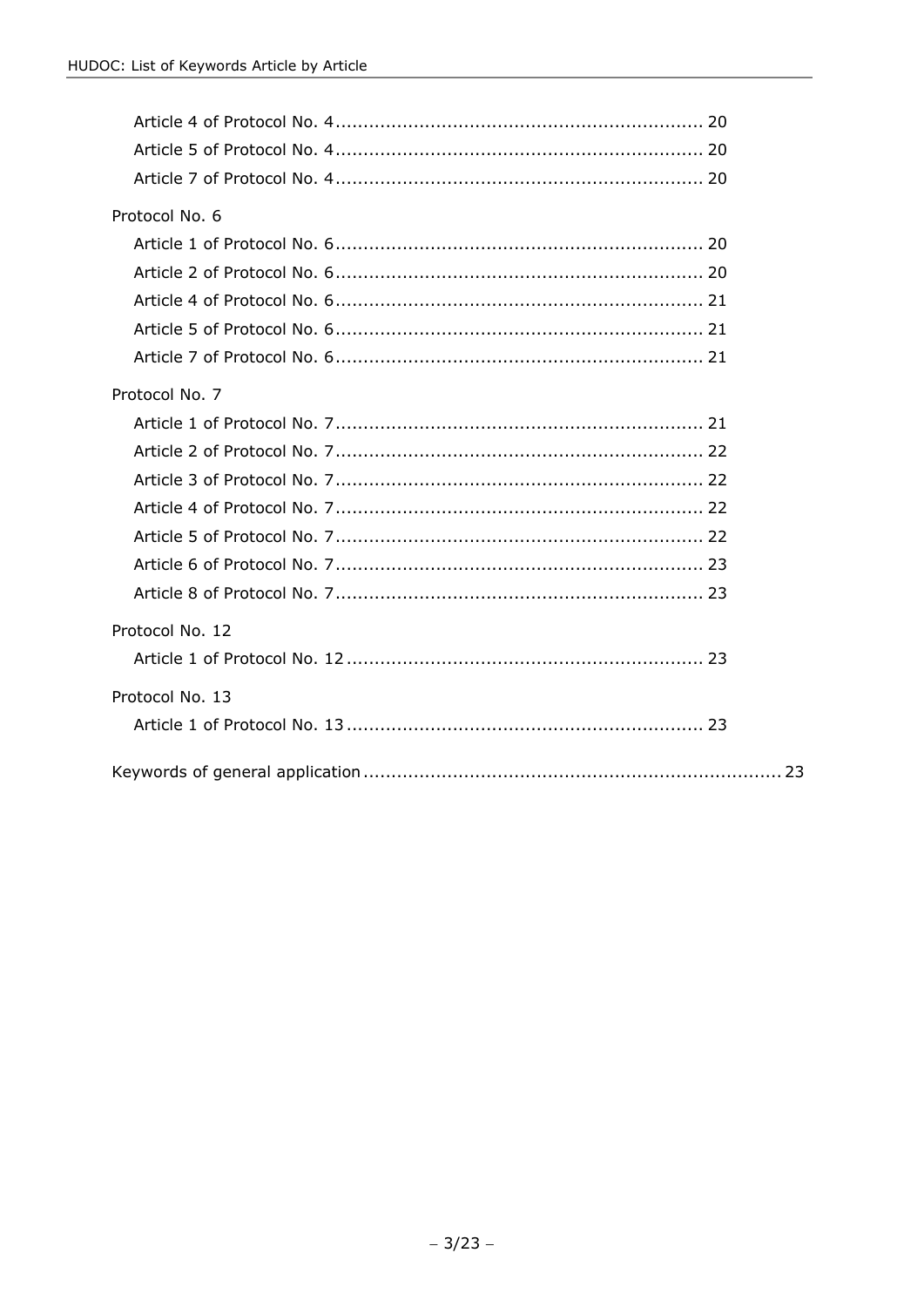Article 4 of Protocol No. 4 .................................................................. 20
Article 5 of Protocol No. 4 .................................................................. 20
Article 7 of Protocol No. 4 .................................................................. 20

Protocol No. 6

Article 1 of Protocol No. 6 .................................................................. 20
Article 2 of Protocol No. 6 .................................................................. 20
Article 4 of Protocol No. 6 .................................................................. 21
Article 5 of Protocol No. 6 .................................................................. 21
Article 7 of Protocol No. 6 .................................................................. 21

Protocol No. 7

Article 1 of Protocol No. 7 .................................................................. 21
Article 2 of Protocol No. 7 .................................................................. 22
Article 3 of Protocol No. 7 .................................................................. 22
Article 4 of Protocol No. 7 .................................................................. 22
Article 5 of Protocol No. 7 .................................................................. 22
Article 6 of Protocol No. 7 .................................................................. 23
Article 8 of Protocol No. 7 .................................................................. 23

Protocol No. 12

Article 1 of Protocol No. 12 ................................................................ 23

Protocol No. 13

Article 1 of Protocol No. 13 ................................................................ 23

Keywords of general application ........................................................................... 23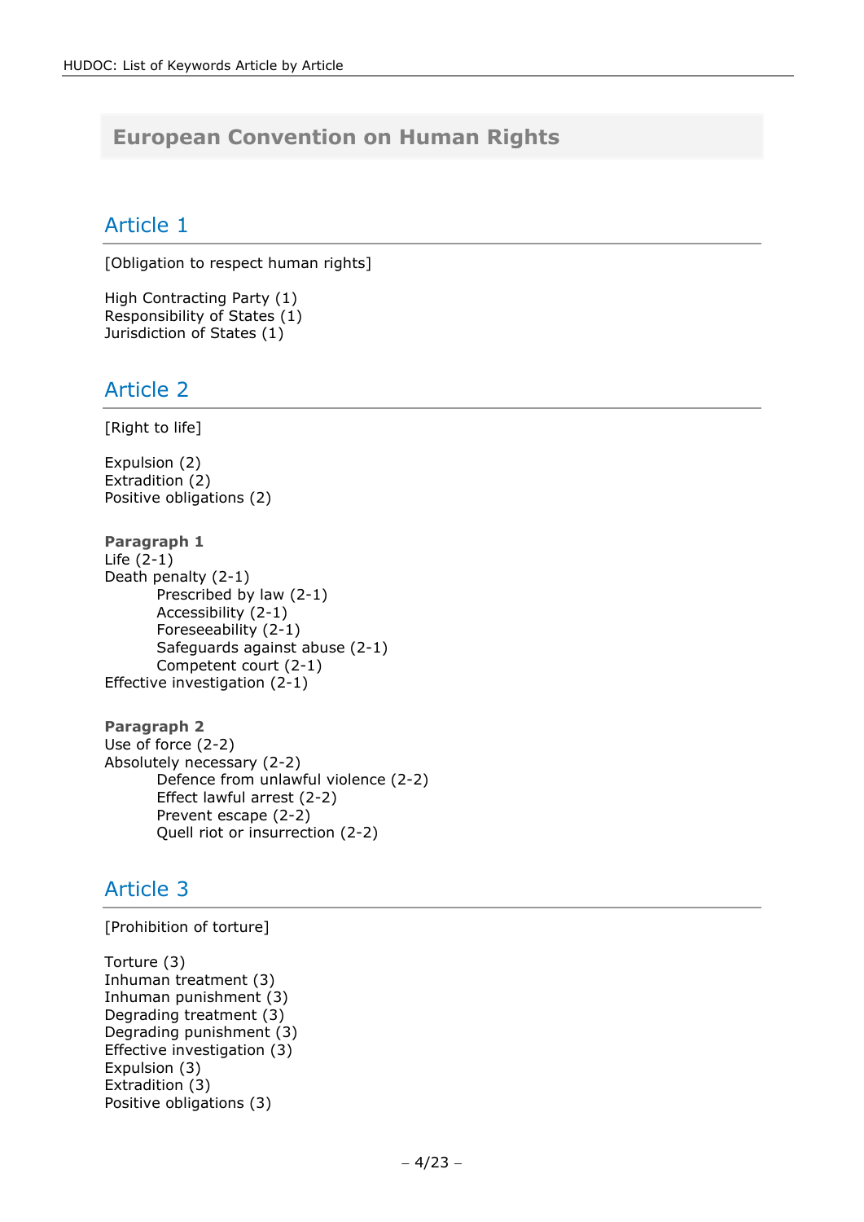# European Convention on Human Rights

## Article 1

[Obligation to respect human rights]

High Contracting Party (1)
Responsibility of States (1)
Jurisdiction of States (1)

## Article 2

[Right to life]

Expulsion (2)
Extradition (2)
Positive obligations (2)

**Paragraph 1**
Life (2-1)
Death penalty (2-1)
- Prescribed by law (2-1)
- Accessibility (2-1)
- Foreseeability (2-1)
- Safeguards against abuse (2-1)
- Competent court (2-1)

Effective investigation (2-1)

**Paragraph 2**
Use of force (2-2)
Absolutely necessary (2-2)
- Defence from unlawful violence (2-2)
- Effect lawful arrest (2-2)
- Prevent escape (2-2)
- Quell riot or insurrection (2-2)

## Article 3

[Prohibition of torture]

Torture (3)
Inhuman treatment (3)
Inhuman punishment (3)
Degrading treatment (3)
Degrading punishment (3)
Effective investigation (3)
Expulsion (3)
Extradition (3)
Positive obligations (3)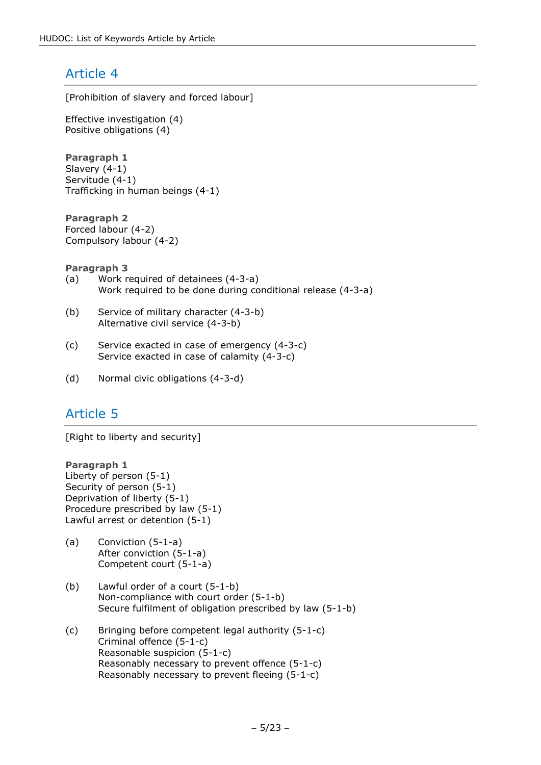## Article 4

[Prohibition of slavery and forced labour]

Effective investigation (4)
Positive obligations (4)

**Paragraph 1**
Slavery (4-1)
Servitude (4-1)
Trafficking in human beings (4-1)

**Paragraph 2**
Forced labour (4-2)
Compulsory labour (4-2)

**Paragraph 3**

(a) Work required of detainees (4-3-a)
Work required to be done during conditional release (4-3-a)

(b) Service of military character (4-3-b)
Alternative civil service (4-3-b)

(c) Service exacted in case of emergency (4-3-c)
Service exacted in case of calamity (4-3-c)

(d) Normal civic obligations (4-3-d)

## Article 5

[Right to liberty and security]

**Paragraph 1**
Liberty of person (5-1)
Security of person (5-1)
Deprivation of liberty (5-1)
Procedure prescribed by law (5-1)
Lawful arrest or detention (5-1)

(a) Conviction (5-1-a)
After conviction (5-1-a)
Competent court (5-1-a)

(b) Lawful order of a court (5-1-b)
Non-compliance with court order (5-1-b)
Secure fulfilment of obligation prescribed by law (5-1-b)

(c) Bringing before competent legal authority (5-1-c)
Criminal offence (5-1-c)
Reasonable suspicion (5-1-c)
Reasonably necessary to prevent offence (5-1-c)
Reasonably necessary to prevent fleeing (5-1-c)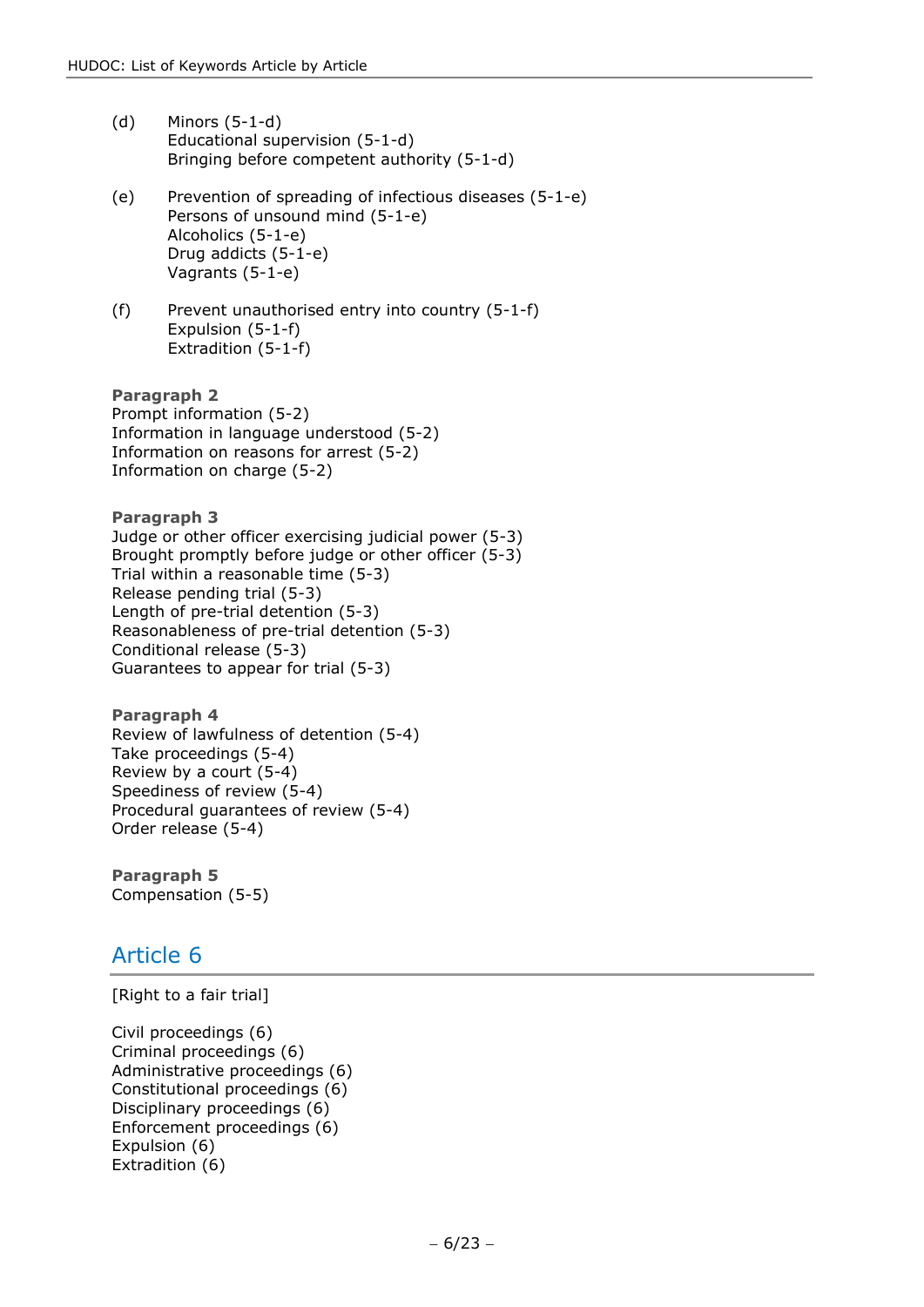(d) Minors (5-1-d)
Educational supervision (5-1-d)
Bringing before competent authority (5-1-d)

(e) Prevention of spreading of infectious diseases (5-1-e)
Persons of unsound mind (5-1-e)
Alcoholics (5-1-e)
Drug addicts (5-1-e)
Vagrants (5-1-e)

(f) Prevent unauthorised entry into country (5-1-f)
Expulsion (5-1-f)
Extradition (5-1-f)

**Paragraph 2**
Prompt information (5-2)
Information in language understood (5-2)
Information on reasons for arrest (5-2)
Information on charge (5-2)

**Paragraph 3**
Judge or other officer exercising judicial power (5-3)
Brought promptly before judge or other officer (5-3)
Trial within a reasonable time (5-3)
Release pending trial (5-3)
Length of pre-trial detention (5-3)
Reasonableness of pre-trial detention (5-3)
Conditional release (5-3)
Guarantees to appear for trial (5-3)

**Paragraph 4**
Review of lawfulness of detention (5-4)
Take proceedings (5-4)
Review by a court (5-4)
Speediness of review (5-4)
Procedural guarantees of review (5-4)
Order release (5-4)

**Paragraph 5**
Compensation (5-5)

## Article 6

[Right to a fair trial]

Civil proceedings (6)
Criminal proceedings (6)
Administrative proceedings (6)
Constitutional proceedings (6)
Disciplinary proceedings (6)
Enforcement proceedings (6)
Expulsion (6)
Extradition (6)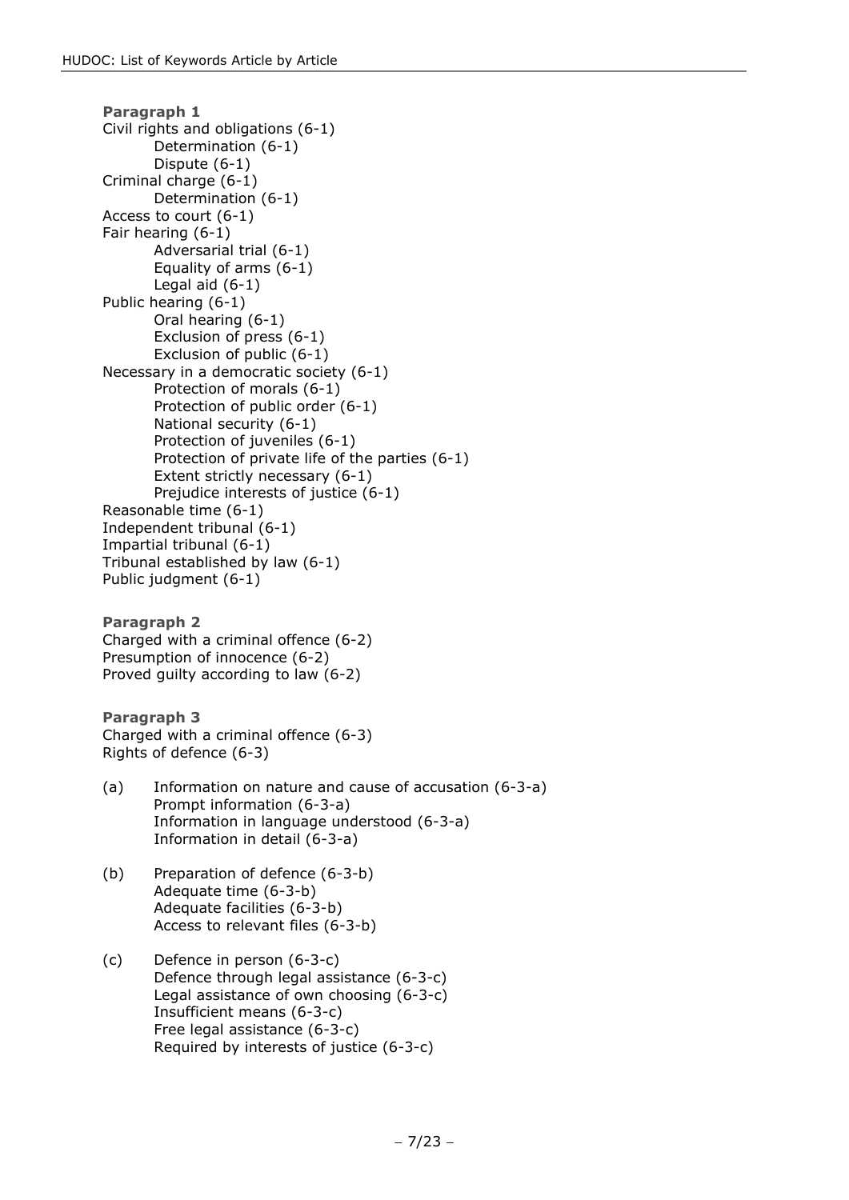**Paragraph 1**

Civil rights and obligations (6-1)
- Determination (6-1)
- Dispute (6-1)

Criminal charge (6-1)
- Determination (6-1)

Access to court (6-1)

Fair hearing (6-1)
- Adversarial trial (6-1)
- Equality of arms (6-1)
- Legal aid (6-1)

Public hearing (6-1)
- Oral hearing (6-1)
- Exclusion of press (6-1)
- Exclusion of public (6-1)

Necessary in a democratic society (6-1)
- Protection of morals (6-1)
- Protection of public order (6-1)
- National security (6-1)
- Protection of juveniles (6-1)
- Protection of private life of the parties (6-1)
- Extent strictly necessary (6-1)
- Prejudice interests of justice (6-1)

Reasonable time (6-1)

Independent tribunal (6-1)

Impartial tribunal (6-1)

Tribunal established by law (6-1)

Public judgment (6-1)

**Paragraph 2**

Charged with a criminal offence (6-2)

Presumption of innocence (6-2)

Proved guilty according to law (6-2)

**Paragraph 3**

Charged with a criminal offence (6-3)

Rights of defence (6-3)

(a) Information on nature and cause of accusation (6-3-a)
- Prompt information (6-3-a)
- Information in language understood (6-3-a)
- Information in detail (6-3-a)

(b) Preparation of defence (6-3-b)
- Adequate time (6-3-b)
- Adequate facilities (6-3-b)
- Access to relevant files (6-3-b)

(c) Defence in person (6-3-c)
- Defence through legal assistance (6-3-c)
- Legal assistance of own choosing (6-3-c)
- Insufficient means (6-3-c)
- Free legal assistance (6-3-c)
- Required by interests of justice (6-3-c)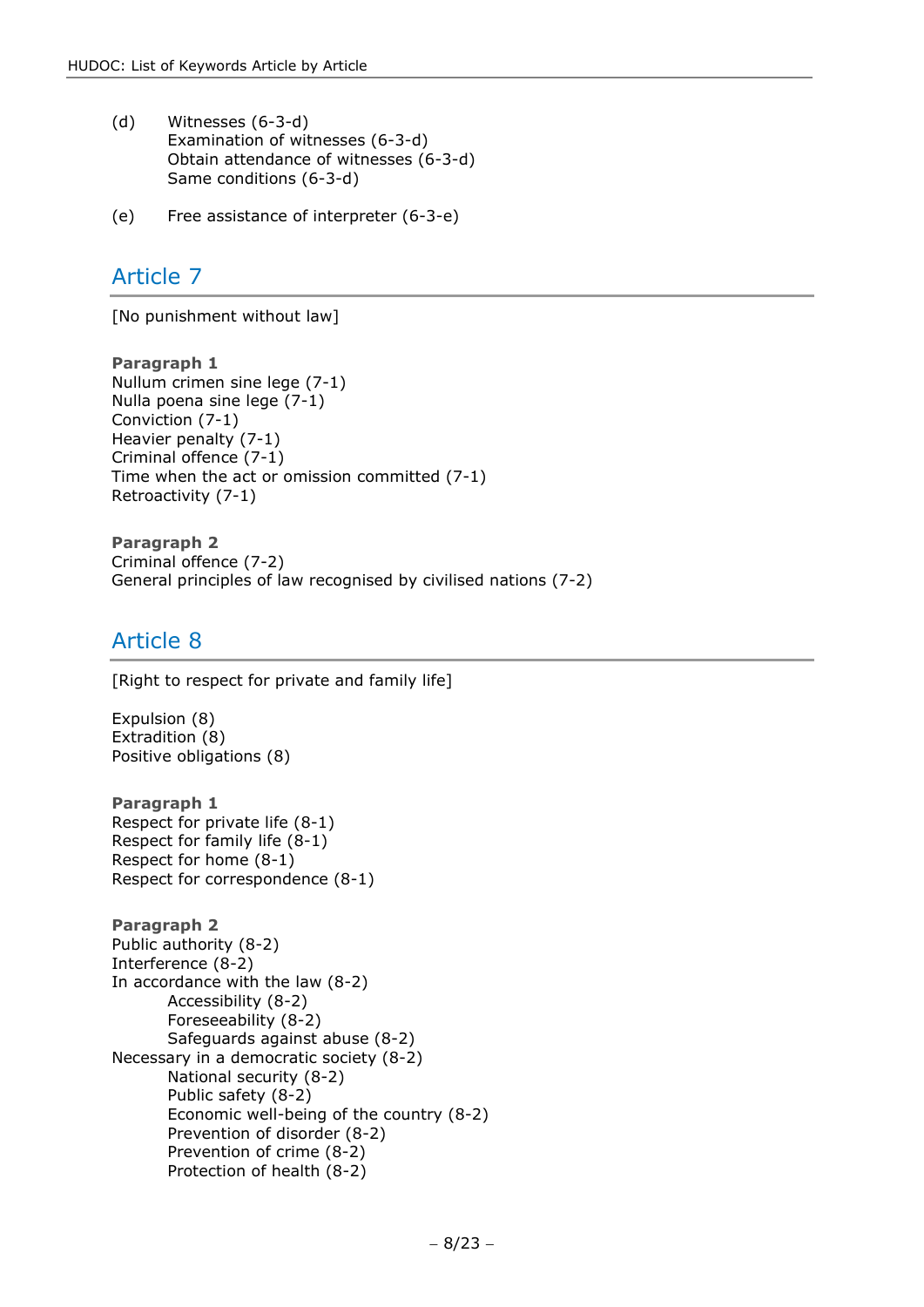(d) Witnesses (6-3-d)
    Examination of witnesses (6-3-d)
    Obtain attendance of witnesses (6-3-d)
    Same conditions (6-3-d)

(e) Free assistance of interpreter (6-3-e)

## Article 7

[No punishment without law]

**Paragraph 1**
Nullum crimen sine lege (7-1)
Nulla poena sine lege (7-1)
Conviction (7-1)
Heavier penalty (7-1)
Criminal offence (7-1)
Time when the act or omission committed (7-1)
Retroactivity (7-1)

**Paragraph 2**
Criminal offence (7-2)
General principles of law recognised by civilised nations (7-2)

## Article 8

[Right to respect for private and family life]

Expulsion (8)
Extradition (8)
Positive obligations (8)

**Paragraph 1**
Respect for private life (8-1)
Respect for family life (8-1)
Respect for home (8-1)
Respect for correspondence (8-1)

**Paragraph 2**
Public authority (8-2)
Interference (8-2)
In accordance with the law (8-2)
- Accessibility (8-2)
- Foreseeability (8-2)
- Safeguards against abuse (8-2)

Necessary in a democratic society (8-2)
- National security (8-2)
- Public safety (8-2)
- Economic well-being of the country (8-2)
- Prevention of disorder (8-2)
- Prevention of crime (8-2)
- Protection of health (8-2)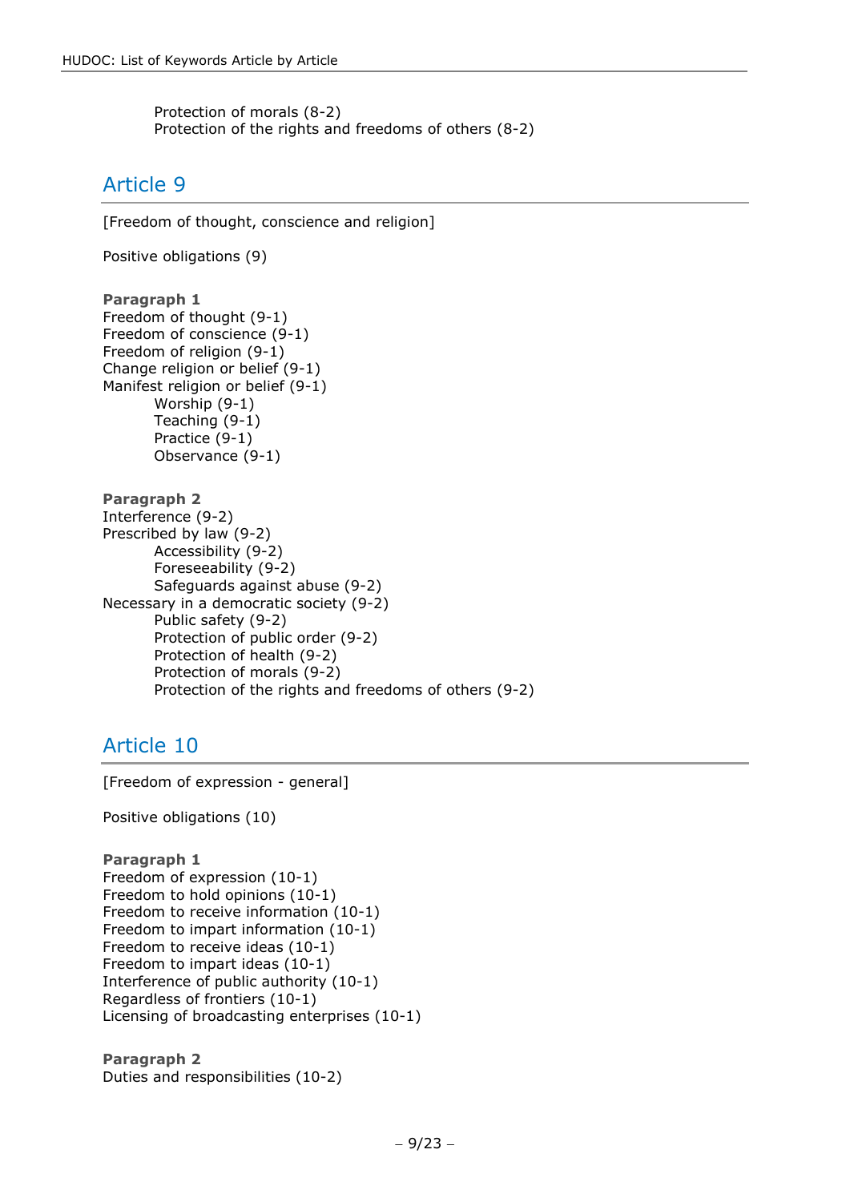Protection of morals (8-2)
Protection of the rights and freedoms of others (8-2)

## Article 9

[Freedom of thought, conscience and religion]

Positive obligations (9)

**Paragraph 1**
Freedom of thought (9-1)
Freedom of conscience (9-1)
Freedom of religion (9-1)
Change religion or belief (9-1)
Manifest religion or belief (9-1)
- Worship (9-1)
- Teaching (9-1)
- Practice (9-1)
- Observance (9-1)

**Paragraph 2**
Interference (9-2)
Prescribed by law (9-2)
- Accessibility (9-2)
- Foreseeability (9-2)
- Safeguards against abuse (9-2)

Necessary in a democratic society (9-2)
- Public safety (9-2)
- Protection of public order (9-2)
- Protection of health (9-2)
- Protection of morals (9-2)
- Protection of the rights and freedoms of others (9-2)

## Article 10

[Freedom of expression - general]

Positive obligations (10)

**Paragraph 1**
Freedom of expression (10-1)
Freedom to hold opinions (10-1)
Freedom to receive information (10-1)
Freedom to impart information (10-1)
Freedom to receive ideas (10-1)
Freedom to impart ideas (10-1)
Interference of public authority (10-1)
Regardless of frontiers (10-1)
Licensing of broadcasting enterprises (10-1)

**Paragraph 2**
Duties and responsibilities (10-2)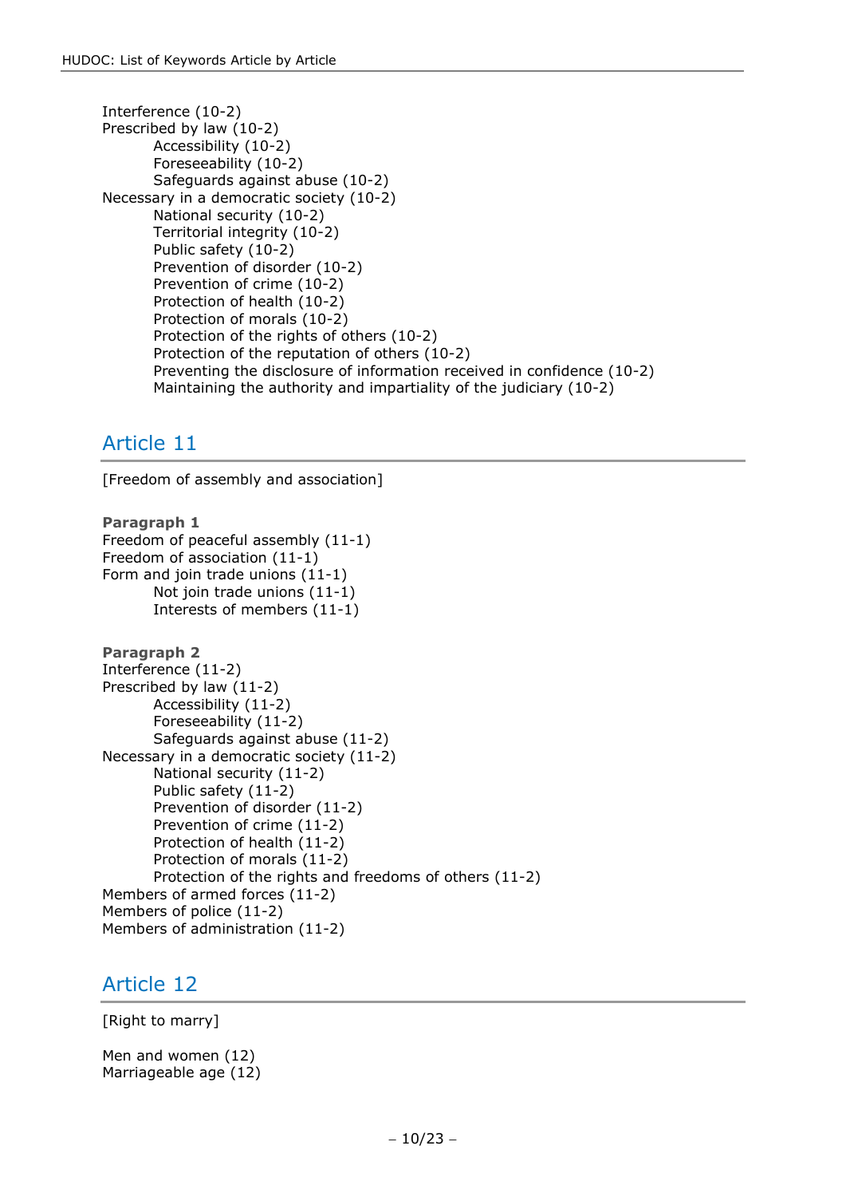- Interference (10-2)
- Prescribed by law (10-2)
    - Accessibility (10-2)
    - Foreseeability (10-2)
    - Safeguards against abuse (10-2)
- Necessary in a democratic society (10-2)
    - National security (10-2)
    - Territorial integrity (10-2)
    - Public safety (10-2)
    - Prevention of disorder (10-2)
    - Prevention of crime (10-2)
    - Protection of health (10-2)
    - Protection of morals (10-2)
    - Protection of the rights of others (10-2)
    - Protection of the reputation of others (10-2)
    - Preventing the disclosure of information received in confidence (10-2)
    - Maintaining the authority and impartiality of the judiciary (10-2)

## Article 11

[Freedom of assembly and association]

**Paragraph 1**

- Freedom of peaceful assembly (11-1)
- Freedom of association (11-1)
- Form and join trade unions (11-1)
    - Not join trade unions (11-1)
    - Interests of members (11-1)

**Paragraph 2**

- Interference (11-2)
- Prescribed by law (11-2)
    - Accessibility (11-2)
    - Foreseeability (11-2)
    - Safeguards against abuse (11-2)
- Necessary in a democratic society (11-2)
    - National security (11-2)
    - Public safety (11-2)
    - Prevention of disorder (11-2)
    - Prevention of crime (11-2)
    - Protection of health (11-2)
    - Protection of morals (11-2)
    - Protection of the rights and freedoms of others (11-2)
- Members of armed forces (11-2)
- Members of police (11-2)
- Members of administration (11-2)

## Article 12

[Right to marry]

- Men and women (12)
- Marriageable age (12)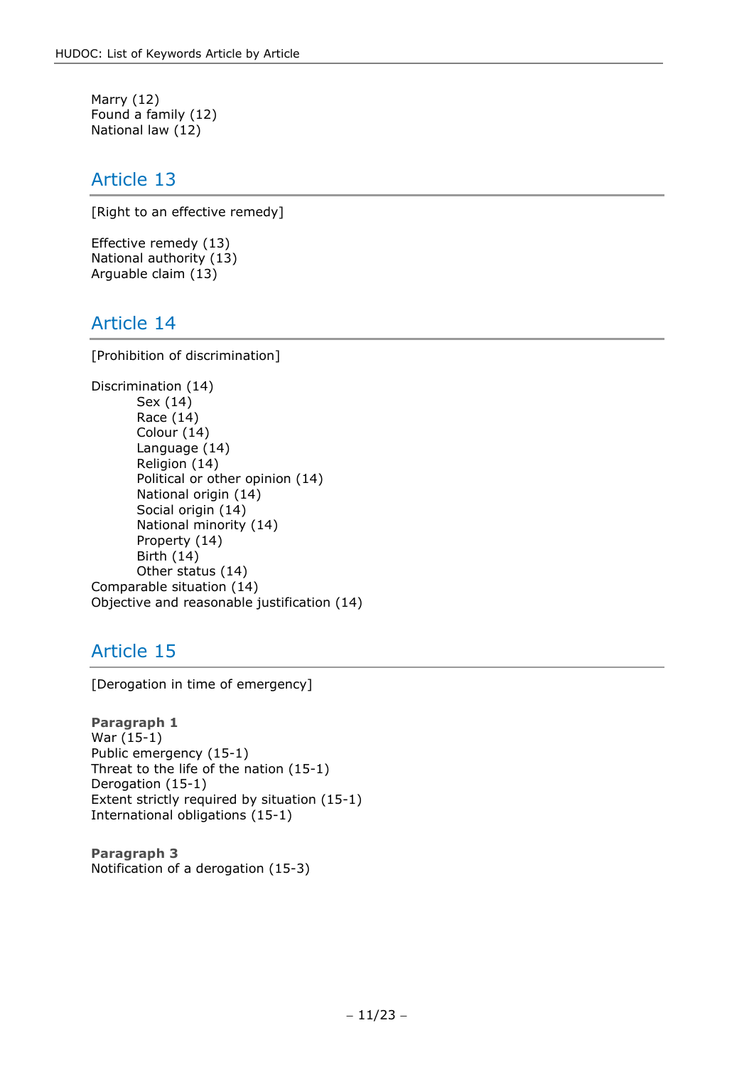Marry (12)
Found a family (12)
National law (12)

## Article 13

[Right to an effective remedy]

Effective remedy (13)
National authority (13)
Arguable claim (13)

## Article 14

[Prohibition of discrimination]

Discrimination (14)
- Sex (14)
- Race (14)
- Colour (14)
- Language (14)
- Religion (14)
- Political or other opinion (14)
- National origin (14)
- Social origin (14)
- National minority (14)
- Property (14)
- Birth (14)
- Other status (14)

Comparable situation (14)
Objective and reasonable justification (14)

## Article 15

[Derogation in time of emergency]

**Paragraph 1**
War (15-1)
Public emergency (15-1)
Threat to the life of the nation (15-1)
Derogation (15-1)
Extent strictly required by situation (15-1)
International obligations (15-1)

**Paragraph 3**
Notification of a derogation (15-3)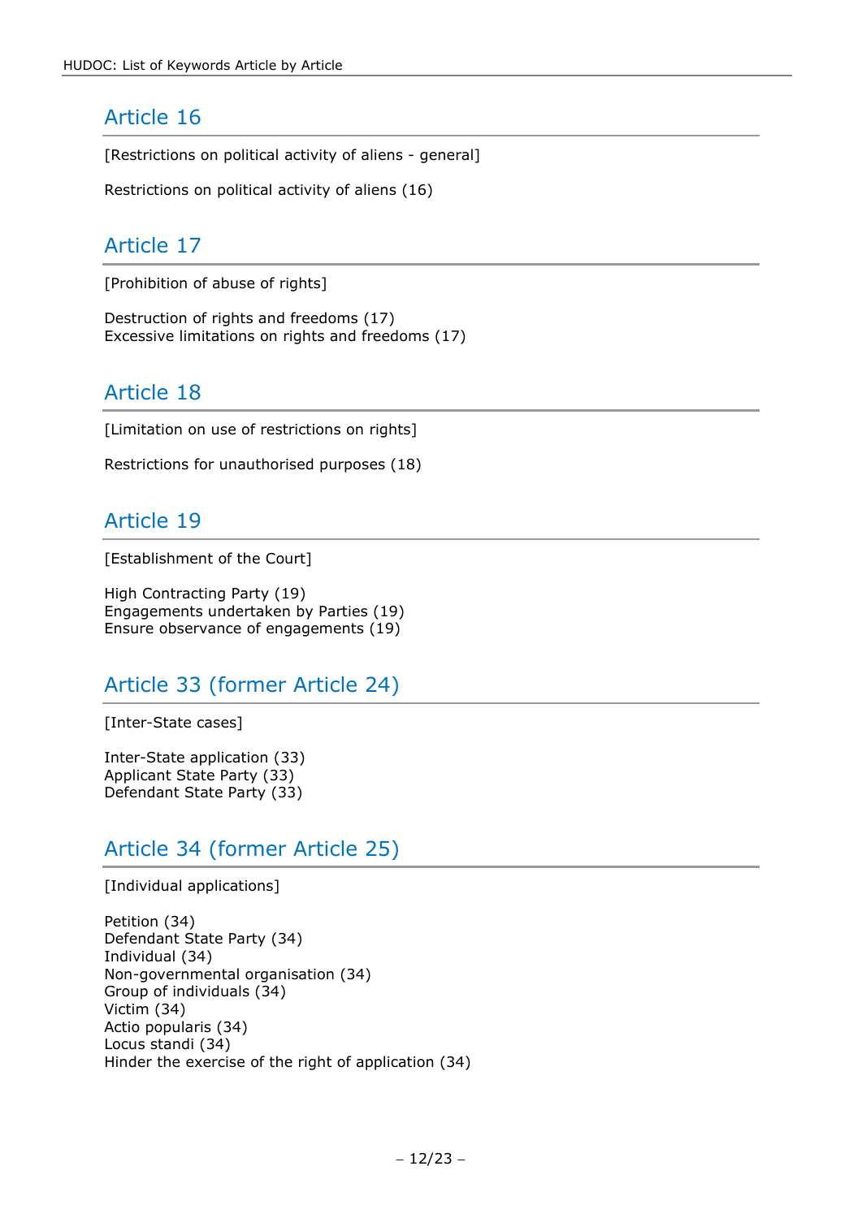## Article 16

[Restrictions on political activity of aliens - general]

Restrictions on political activity of aliens (16)

## Article 17

[Prohibition of abuse of rights]

Destruction of rights and freedoms (17)
Excessive limitations on rights and freedoms (17)

## Article 18

[Limitation on use of restrictions on rights]

Restrictions for unauthorised purposes (18)

## Article 19

[Establishment of the Court]

High Contracting Party (19)
Engagements undertaken by Parties (19)
Ensure observance of engagements (19)

## Article 33 (former Article 24)

[Inter-State cases]

Inter-State application (33)
Applicant State Party (33)
Defendant State Party (33)

## Article 34 (former Article 25)

[Individual applications]

Petition (34)
Defendant State Party (34)
Individual (34)
Non-governmental organisation (34)
Group of individuals (34)
Victim (34)
Actio popularis (34)
Locus standi (34)
Hinder the exercise of the right of application (34)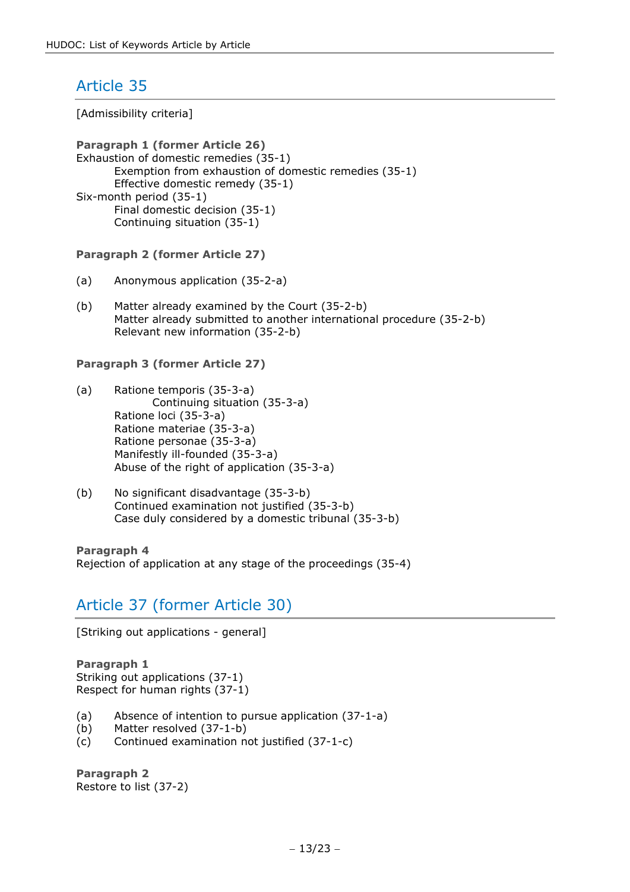## Article 35

[Admissibility criteria]

**Paragraph 1 (former Article 26)**

Exhaustion of domestic remedies (35-1)
- Exemption from exhaustion of domestic remedies (35-1)
- Effective domestic remedy (35-1)

Six-month period (35-1)
- Final domestic decision (35-1)
- Continuing situation (35-1)

**Paragraph 2 (former Article 27)**

(a) Anonymous application (35-2-a)

(b) Matter already examined by the Court (35-2-b)
Matter already submitted to another international procedure (35-2-b)
Relevant new information (35-2-b)

**Paragraph 3 (former Article 27)**

(a) Ratione temporis (35-3-a)
- Continuing situation (35-3-a)

Ratione loci (35-3-a)
Ratione materiae (35-3-a)
Ratione personae (35-3-a)
Manifestly ill-founded (35-3-a)
Abuse of the right of application (35-3-a)

(b) No significant disadvantage (35-3-b)
Continued examination not justified (35-3-b)
Case duly considered by a domestic tribunal (35-3-b)

**Paragraph 4**

Rejection of application at any stage of the proceedings (35-4)

## Article 37 (former Article 30)

[Striking out applications - general]

**Paragraph 1**

Striking out applications (37-1)
Respect for human rights (37-1)

(a) Absence of intention to pursue application (37-1-a)
(b) Matter resolved (37-1-b)
(c) Continued examination not justified (37-1-c)

**Paragraph 2**

Restore to list (37-2)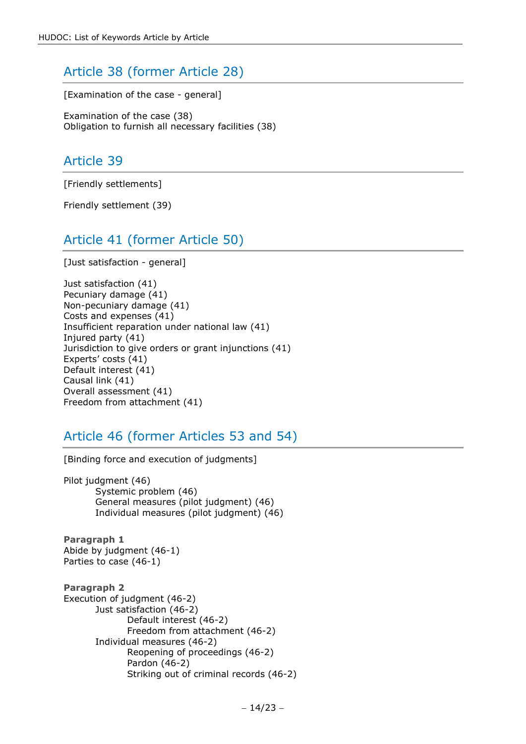## Article 38 (former Article 28)

[Examination of the case - general]

Examination of the case (38)
Obligation to furnish all necessary facilities (38)

## Article 39

[Friendly settlements]

Friendly settlement (39)

## Article 41 (former Article 50)

[Just satisfaction - general]

Just satisfaction (41)
Pecuniary damage (41)
Non-pecuniary damage (41)
Costs and expenses (41)
Insufficient reparation under national law (41)
Injured party (41)
Jurisdiction to give orders or grant injunctions (41)
Experts' costs (41)
Default interest (41)
Causal link (41)
Overall assessment (41)
Freedom from attachment (41)

## Article 46 (former Articles 53 and 54)

[Binding force and execution of judgments]

- Pilot judgment (46)
  - Systemic problem (46)
  - General measures (pilot judgment) (46)
  - Individual measures (pilot judgment) (46)

**Paragraph 1**

Abide by judgment (46-1)
Parties to case (46-1)

**Paragraph 2**

- Execution of judgment (46-2)
  - Just satisfaction (46-2)
    - Default interest (46-2)
    - Freedom from attachment (46-2)
  - Individual measures (46-2)
    - Reopening of proceedings (46-2)
    - Pardon (46-2)
    - Striking out of criminal records (46-2)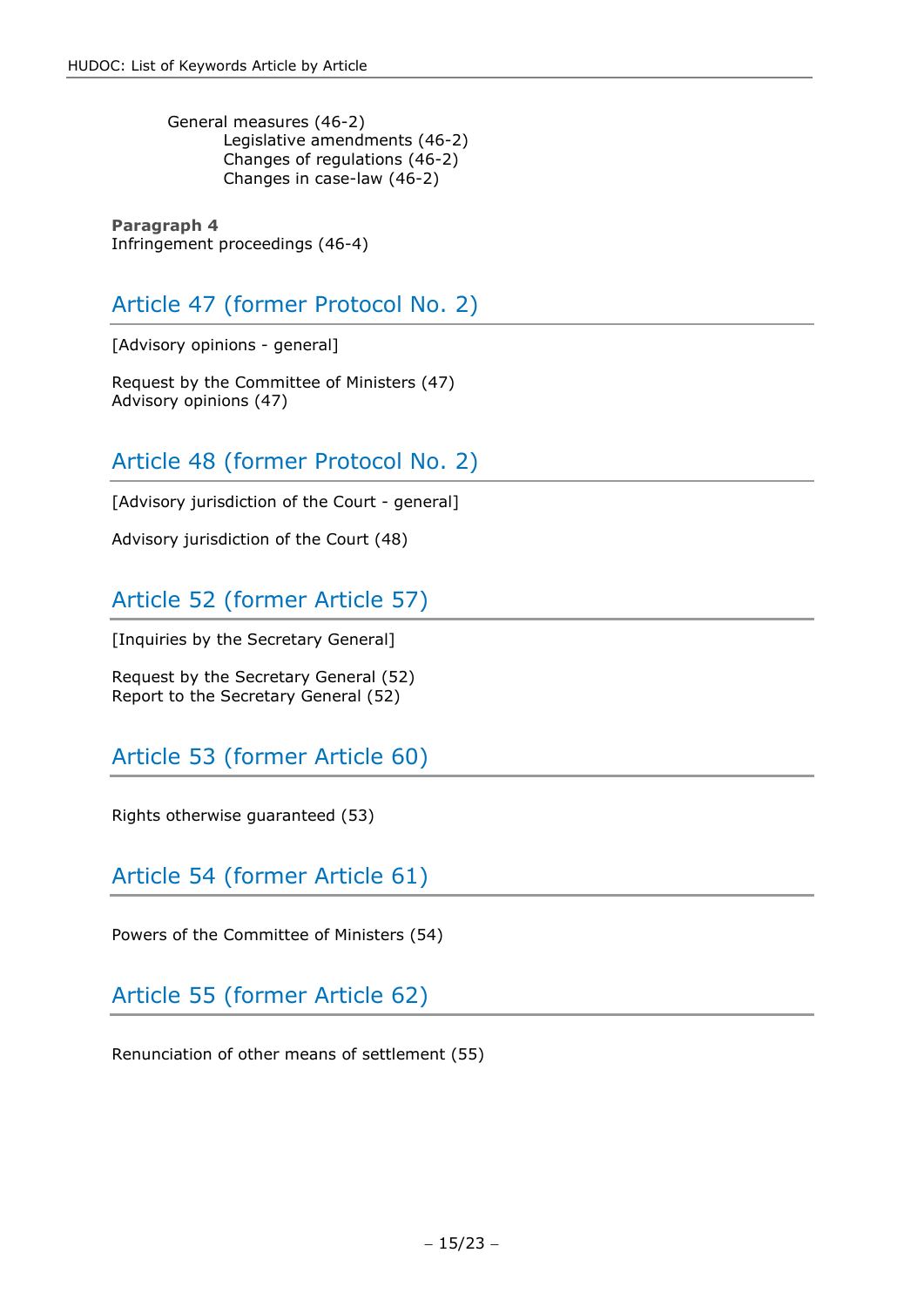- General measures (46-2)
  - Legislative amendments (46-2)
  - Changes of regulations (46-2)
  - Changes in case-law (46-2)

**Paragraph 4**
Infringement proceedings (46-4)

## Article 47 (former Protocol No. 2)

[Advisory opinions - general]

Request by the Committee of Ministers (47)
Advisory opinions (47)

## Article 48 (former Protocol No. 2)

[Advisory jurisdiction of the Court - general]

Advisory jurisdiction of the Court (48)

## Article 52 (former Article 57)

[Inquiries by the Secretary General]

Request by the Secretary General (52)
Report to the Secretary General (52)

## Article 53 (former Article 60)

Rights otherwise guaranteed (53)

## Article 54 (former Article 61)

Powers of the Committee of Ministers (54)

## Article 55 (former Article 62)

Renunciation of other means of settlement (55)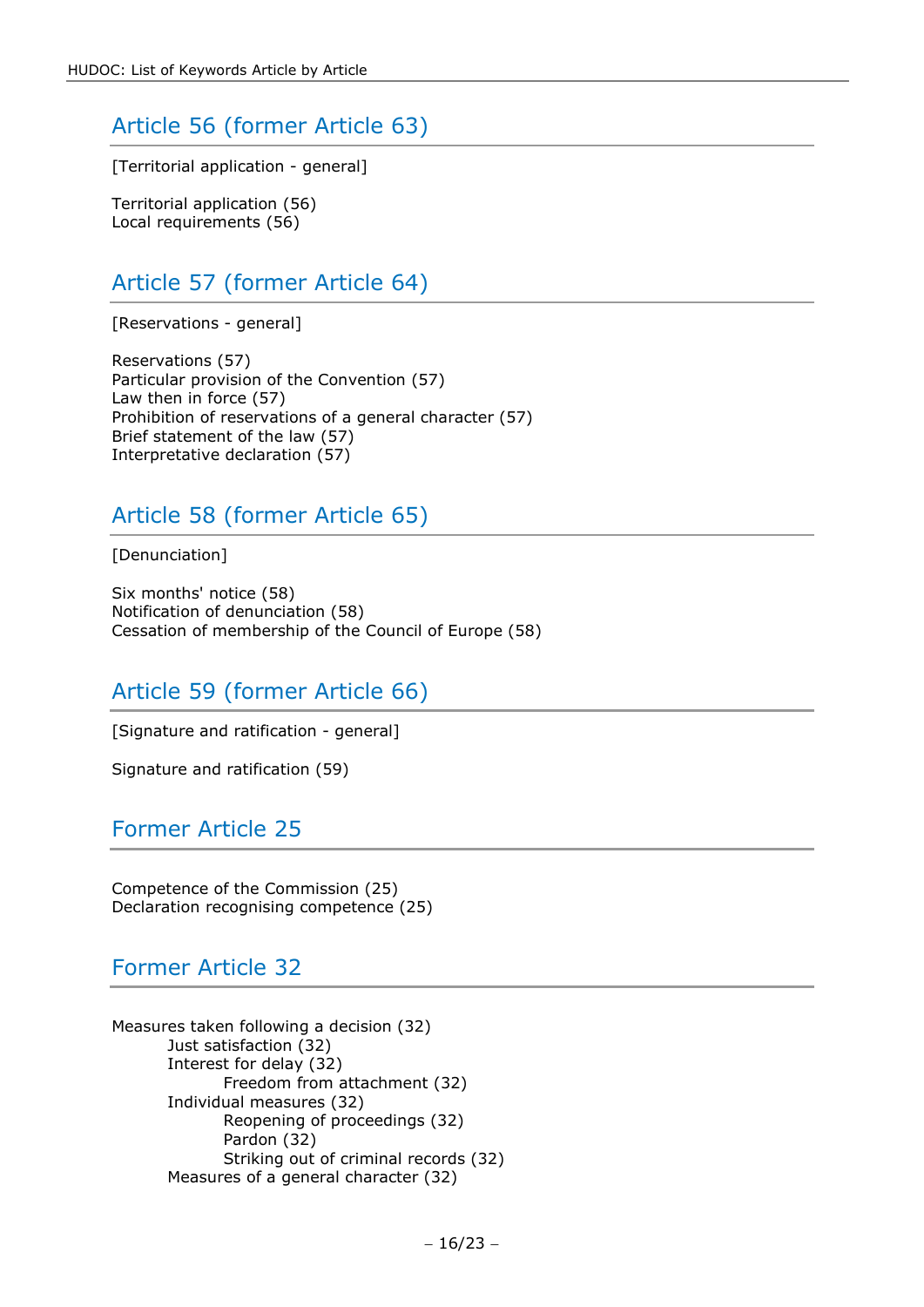## Article 56 (former Article 63)

[Territorial application - general]

Territorial application (56)
Local requirements (56)

## Article 57 (former Article 64)

[Reservations - general]

Reservations (57)
Particular provision of the Convention (57)
Law then in force (57)
Prohibition of reservations of a general character (57)
Brief statement of the law (57)
Interpretative declaration (57)

## Article 58 (former Article 65)

[Denunciation]

Six months' notice (58)
Notification of denunciation (58)
Cessation of membership of the Council of Europe (58)

## Article 59 (former Article 66)

[Signature and ratification - general]

Signature and ratification (59)

## Former Article 25

Competence of the Commission (25)
Declaration recognising competence (25)

## Former Article 32

- Measures taken following a decision (32)
  - Just satisfaction (32)
  - Interest for delay (32)
    - Freedom from attachment (32)
  - Individual measures (32)
    - Reopening of proceedings (32)
    - Pardon (32)
    - Striking out of criminal records (32)
  - Measures of a general character (32)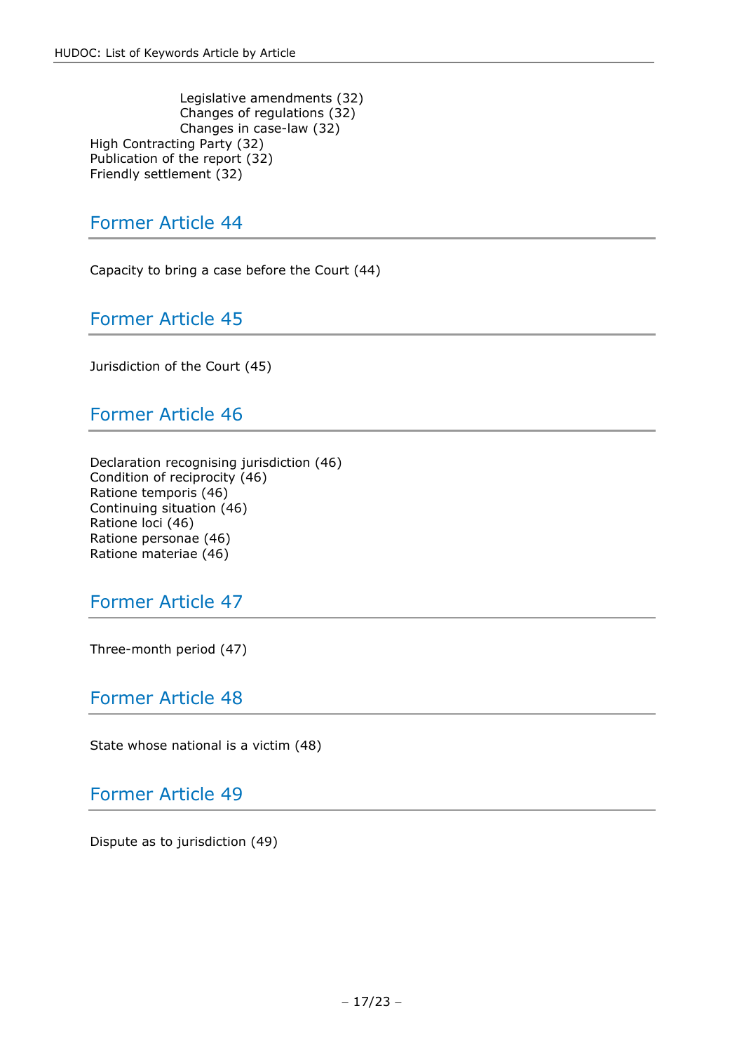Legislative amendments (32)
Changes of regulations (32)
Changes in case-law (32)

High Contracting Party (32)
Publication of the report (32)
Friendly settlement (32)

## Former Article 44

Capacity to bring a case before the Court (44)

## Former Article 45

Jurisdiction of the Court (45)

## Former Article 46

Declaration recognising jurisdiction (46)
Condition of reciprocity (46)
Ratione temporis (46)
Continuing situation (46)
Ratione loci (46)
Ratione personae (46)
Ratione materiae (46)

## Former Article 47

Three-month period (47)

## Former Article 48

State whose national is a victim (48)

## Former Article 49

Dispute as to jurisdiction (49)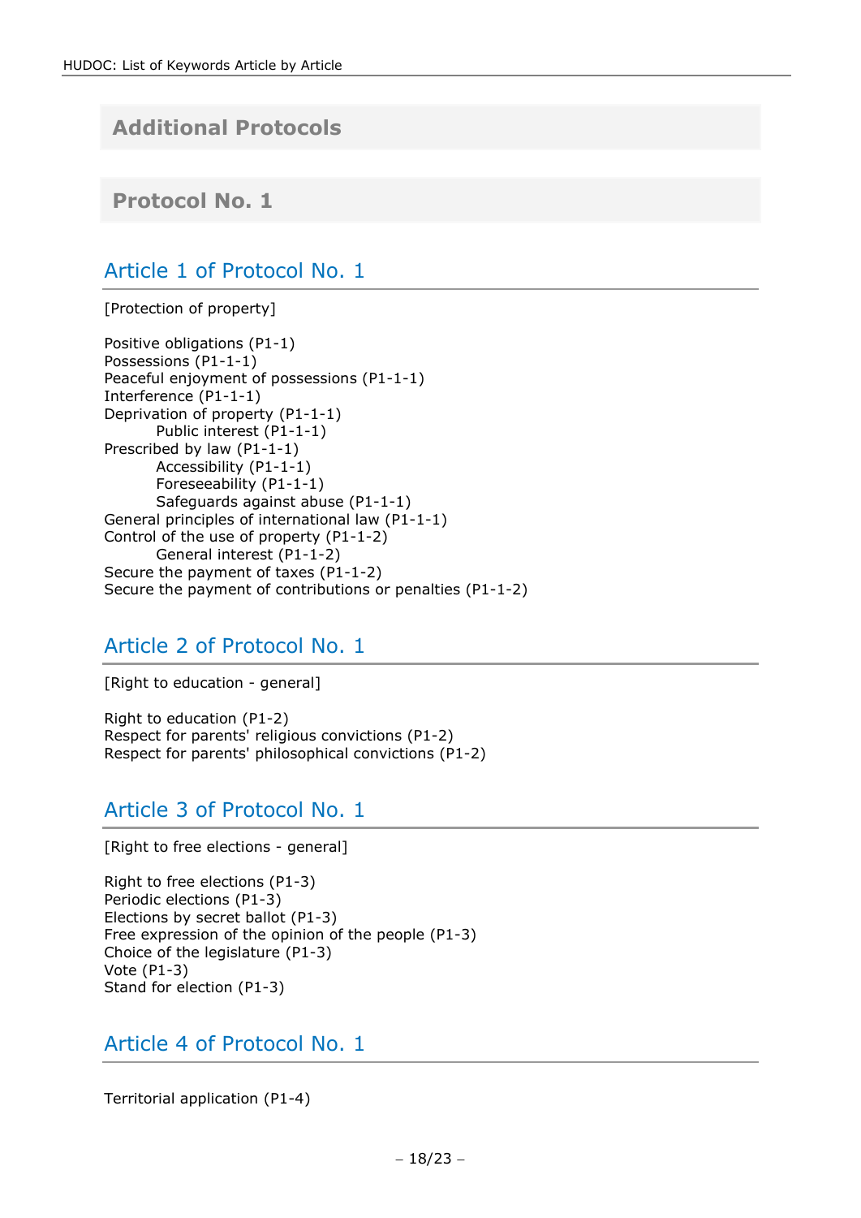## Additional Protocols

## Protocol No. 1

### Article 1 of Protocol No. 1

[Protection of property]

Positive obligations (P1-1)
Possessions (P1-1-1)
Peaceful enjoyment of possessions (P1-1-1)
Interference (P1-1-1)
Deprivation of property (P1-1-1)
- Public interest (P1-1-1)

Prescribed by law (P1-1-1)
- Accessibility (P1-1-1)
- Foreseeability (P1-1-1)
- Safeguards against abuse (P1-1-1)

General principles of international law (P1-1-1)
Control of the use of property (P1-1-2)
- General interest (P1-1-2)

Secure the payment of taxes (P1-1-2)
Secure the payment of contributions or penalties (P1-1-2)

### Article 2 of Protocol No. 1

[Right to education - general]

Right to education (P1-2)
Respect for parents' religious convictions (P1-2)
Respect for parents' philosophical convictions (P1-2)

### Article 3 of Protocol No. 1

[Right to free elections - general]

Right to free elections (P1-3)
Periodic elections (P1-3)
Elections by secret ballot (P1-3)
Free expression of the opinion of the people (P1-3)
Choice of the legislature (P1-3)
Vote (P1-3)
Stand for election (P1-3)

### Article 4 of Protocol No. 1

Territorial application (P1-4)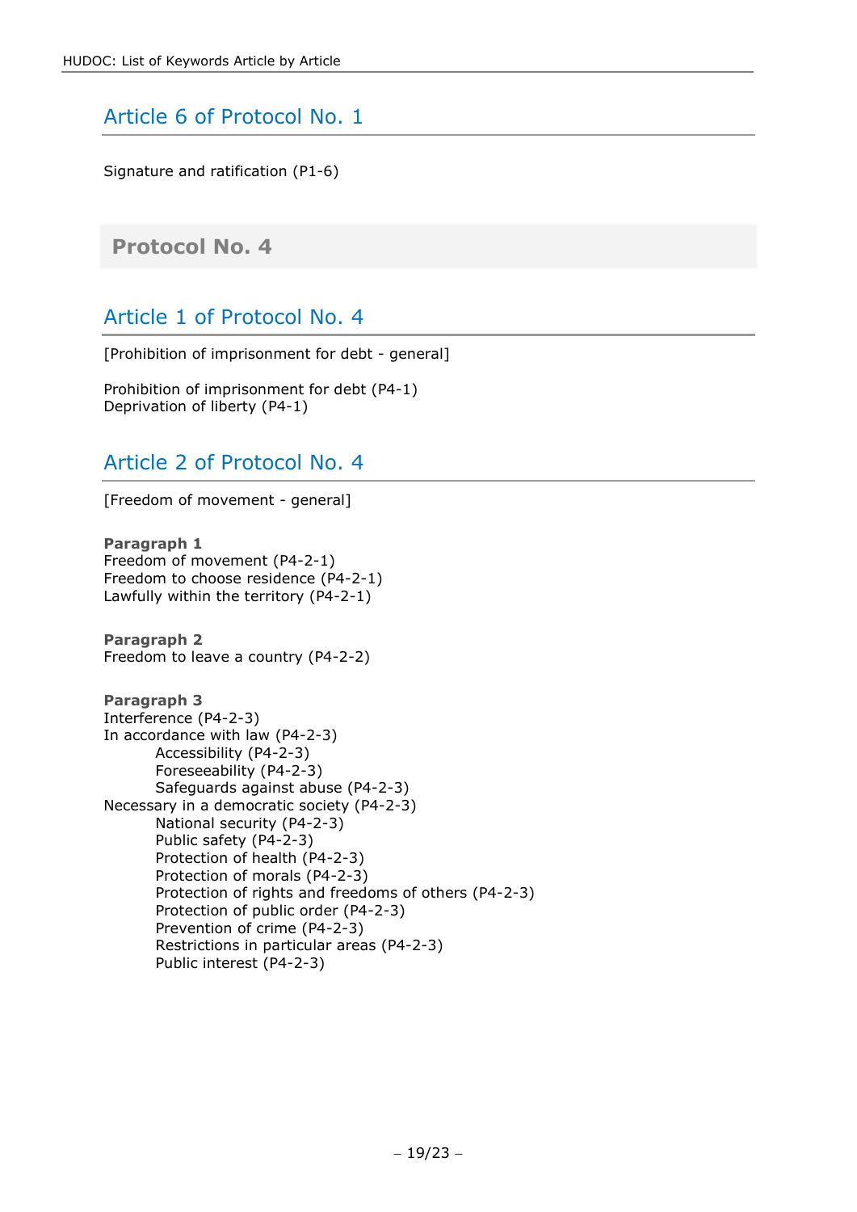## Article 6 of Protocol No. 1

Signature and ratification (P1-6)

# Protocol No. 4

## Article 1 of Protocol No. 4

[Prohibition of imprisonment for debt - general]

Prohibition of imprisonment for debt (P4-1)
Deprivation of liberty (P4-1)

## Article 2 of Protocol No. 4

[Freedom of movement - general]

**Paragraph 1**
Freedom of movement (P4-2-1)
Freedom to choose residence (P4-2-1)
Lawfully within the territory (P4-2-1)

**Paragraph 2**
Freedom to leave a country (P4-2-2)

**Paragraph 3**
Interference (P4-2-3)
In accordance with law (P4-2-3)
- Accessibility (P4-2-3)
- Foreseeability (P4-2-3)
- Safeguards against abuse (P4-2-3)

Necessary in a democratic society (P4-2-3)
- National security (P4-2-3)
- Public safety (P4-2-3)
- Protection of health (P4-2-3)
- Protection of morals (P4-2-3)
- Protection of rights and freedoms of others (P4-2-3)
- Protection of public order (P4-2-3)
- Prevention of crime (P4-2-3)
- Restrictions in particular areas (P4-2-3)
- Public interest (P4-2-3)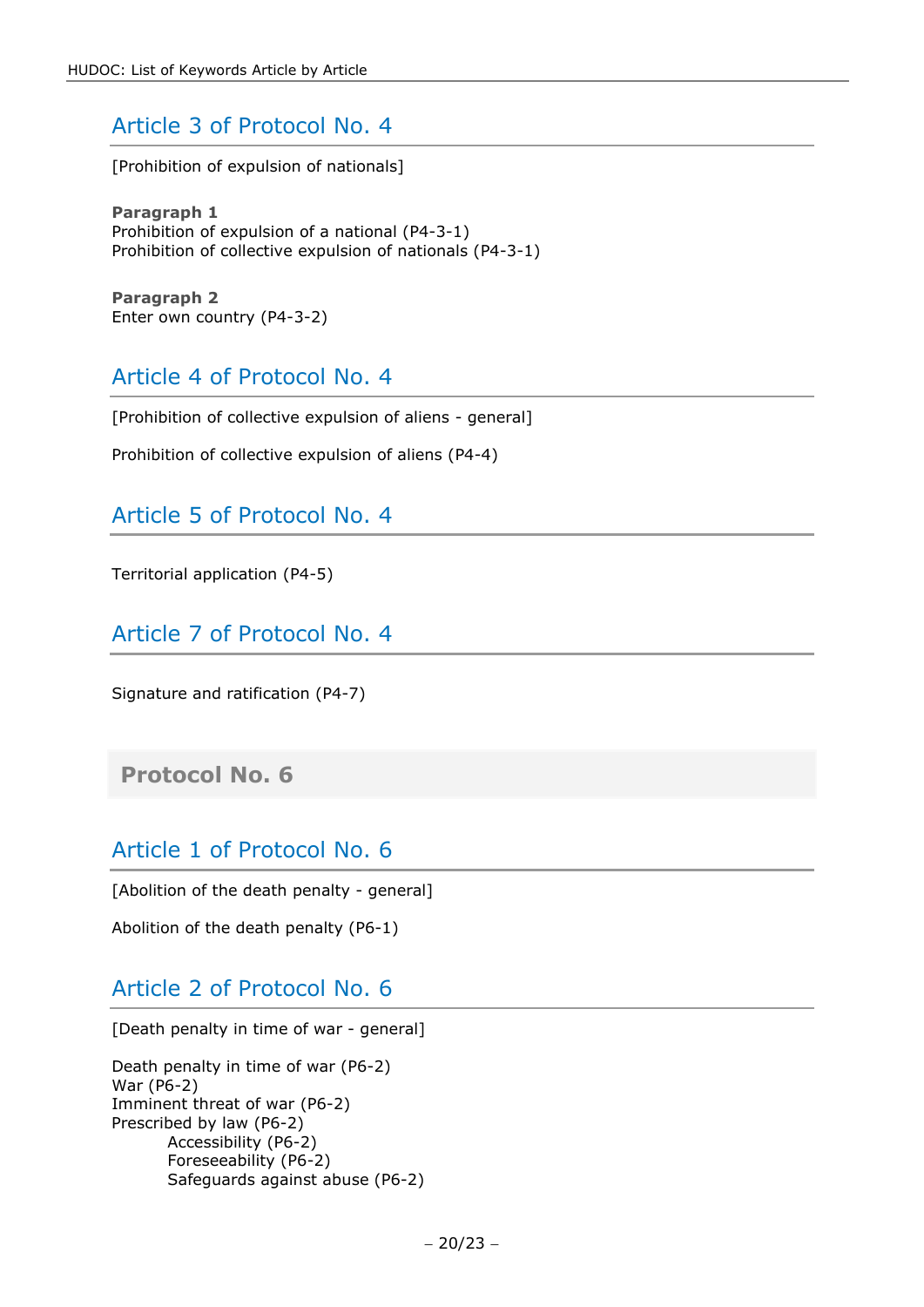## Article 3 of Protocol No. 4

[Prohibition of expulsion of nationals]

**Paragraph 1**
Prohibition of expulsion of a national (P4-3-1)
Prohibition of collective expulsion of nationals (P4-3-1)

**Paragraph 2**
Enter own country (P4-3-2)

## Article 4 of Protocol No. 4

[Prohibition of collective expulsion of aliens - general]

Prohibition of collective expulsion of aliens (P4-4)

## Article 5 of Protocol No. 4

Territorial application (P4-5)

## Article 7 of Protocol No. 4

Signature and ratification (P4-7)

# Protocol No. 6

## Article 1 of Protocol No. 6

[Abolition of the death penalty - general]

Abolition of the death penalty (P6-1)

## Article 2 of Protocol No. 6

[Death penalty in time of war - general]

Death penalty in time of war (P6-2)
War (P6-2)
Imminent threat of war (P6-2)
Prescribed by law (P6-2)
- Accessibility (P6-2)
- Foreseeability (P6-2)
- Safeguards against abuse (P6-2)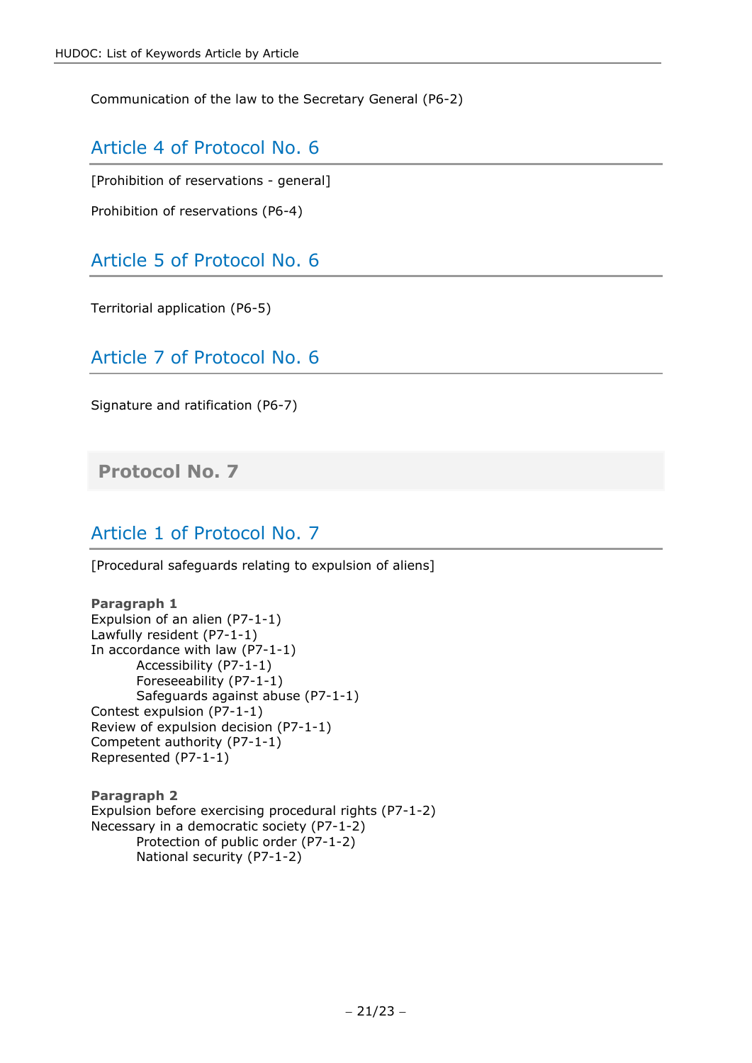Communication of the law to the Secretary General (P6-2)

### Article 4 of Protocol No. 6

[Prohibition of reservations - general]

Prohibition of reservations (P6-4)

### Article 5 of Protocol No. 6

Territorial application (P6-5)

### Article 7 of Protocol No. 6

Signature and ratification (P6-7)

## Protocol No. 7

### Article 1 of Protocol No. 7

[Procedural safeguards relating to expulsion of aliens]

**Paragraph 1**
Expulsion of an alien (P7-1-1)
Lawfully resident (P7-1-1)
In accordance with law (P7-1-1)
    Accessibility (P7-1-1)
    Foreseeability (P7-1-1)
    Safeguards against abuse (P7-1-1)
Contest expulsion (P7-1-1)
Review of expulsion decision (P7-1-1)
Competent authority (P7-1-1)
Represented (P7-1-1)

**Paragraph 2**
Expulsion before exercising procedural rights (P7-1-2)
Necessary in a democratic society (P7-1-2)
    Protection of public order (P7-1-2)
    National security (P7-1-2)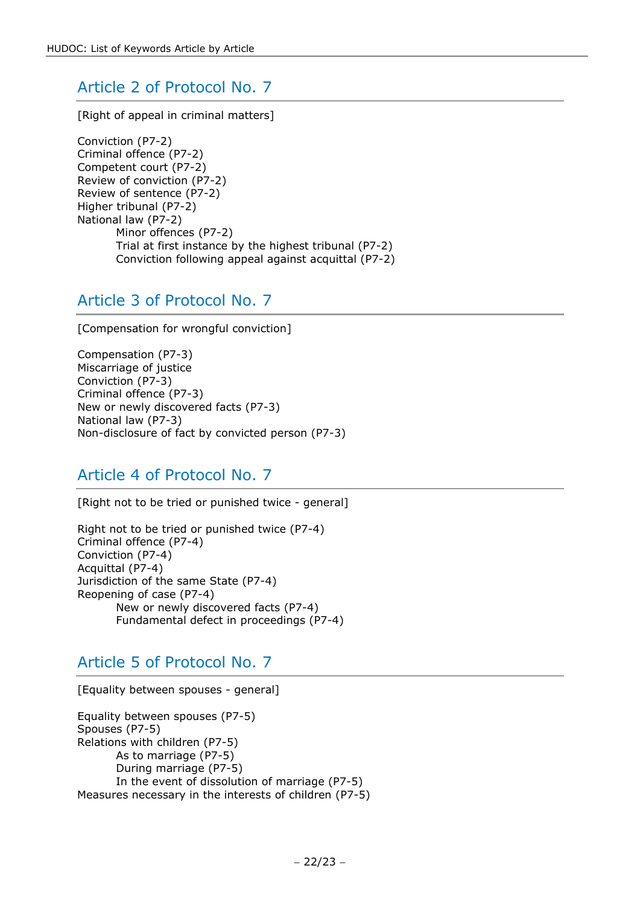## Article 2 of Protocol No. 7

[Right of appeal in criminal matters]

Conviction (P7-2)
Criminal offence (P7-2)
Competent court (P7-2)
Review of conviction (P7-2)
Review of sentence (P7-2)
Higher tribunal (P7-2)
National law (P7-2)

- Minor offences (P7-2)
- Trial at first instance by the highest tribunal (P7-2)
- Conviction following appeal against acquittal (P7-2)

## Article 3 of Protocol No. 7

[Compensation for wrongful conviction]

Compensation (P7-3)
Miscarriage of justice
Conviction (P7-3)
Criminal offence (P7-3)
New or newly discovered facts (P7-3)
National law (P7-3)
Non-disclosure of fact by convicted person (P7-3)

## Article 4 of Protocol No. 7

[Right not to be tried or punished twice - general]

Right not to be tried or punished twice (P7-4)
Criminal offence (P7-4)
Conviction (P7-4)
Acquittal (P7-4)
Jurisdiction of the same State (P7-4)
Reopening of case (P7-4)

- New or newly discovered facts (P7-4)
- Fundamental defect in proceedings (P7-4)

## Article 5 of Protocol No. 7

[Equality between spouses - general]

Equality between spouses (P7-5)
Spouses (P7-5)
Relations with children (P7-5)

- As to marriage (P7-5)
- During marriage (P7-5)
- In the event of dissolution of marriage (P7-5)

Measures necessary in the interests of children (P7-5)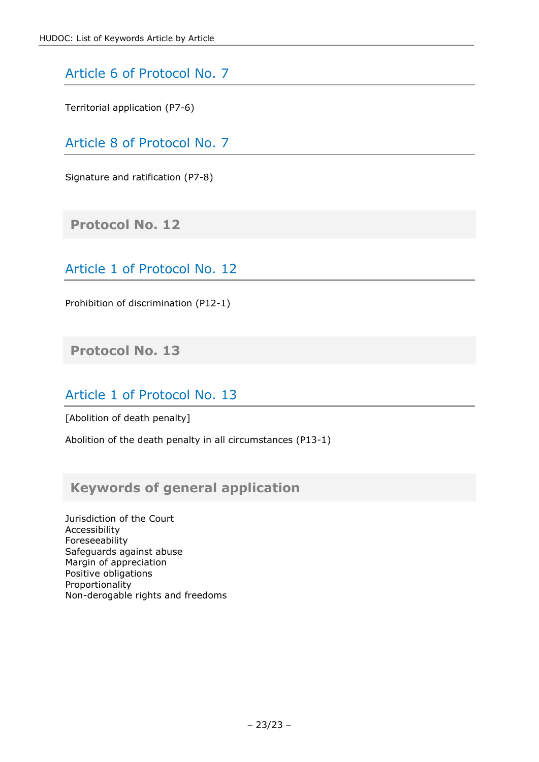## Article 6 of Protocol No. 7

Territorial application (P7-6)

## Article 8 of Protocol No. 7

Signature and ratification (P7-8)

# Protocol No. 12

## Article 1 of Protocol No. 12

Prohibition of discrimination (P12-1)

# Protocol No. 13

## Article 1 of Protocol No. 13

[Abolition of death penalty]

Abolition of the death penalty in all circumstances (P13-1)

# Keywords of general application

Jurisdiction of the Court
Accessibility
Foreseeability
Safeguards against abuse
Margin of appreciation
Positive obligations
Proportionality
Non-derogable rights and freedoms